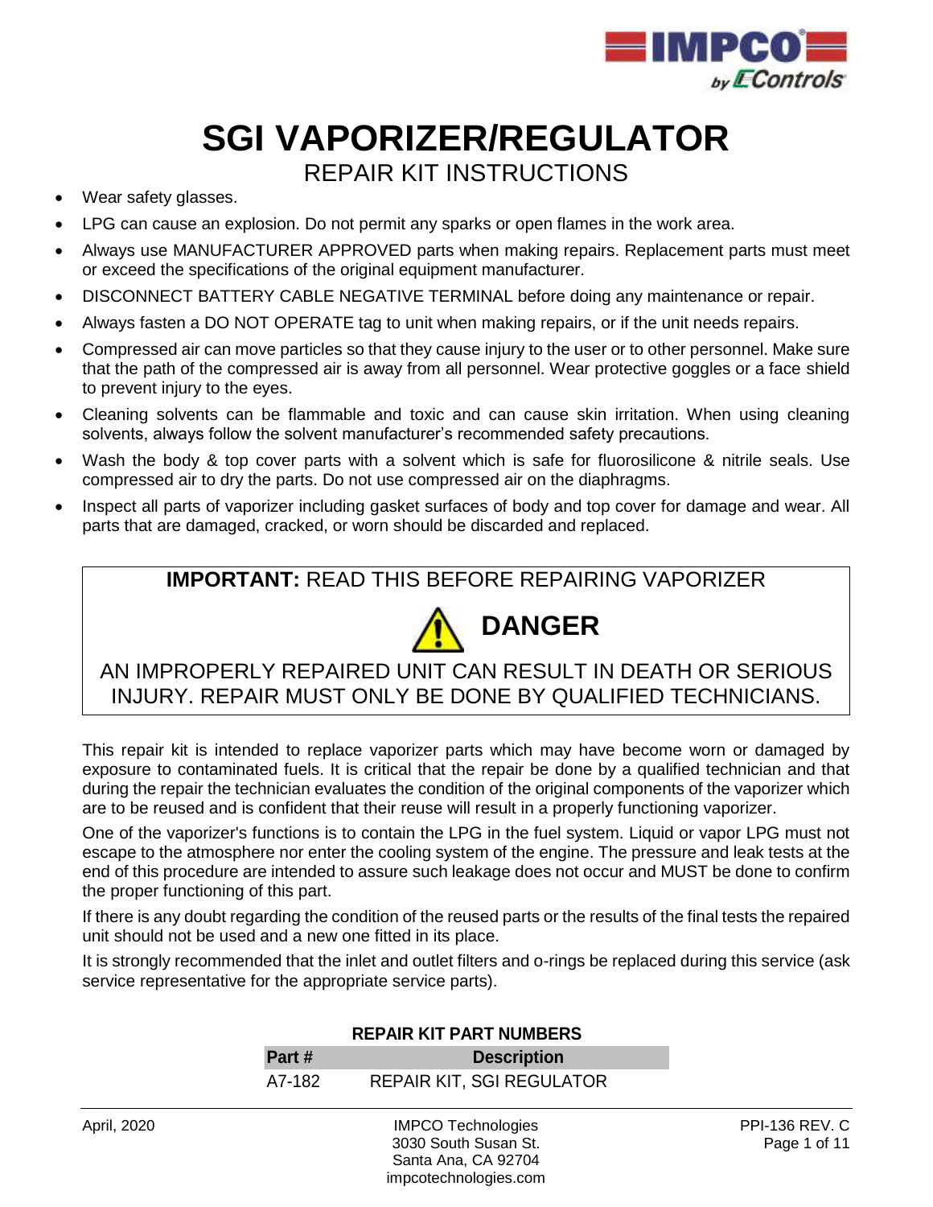# SGI VAPORIZER/REGULATOR

## REPAIR KIT INSTRUCTIONS

- Wear safety glasses.
- LPG can cause an explosion. Do not permit any sparks or open flames in the work area.
- Always use MANUFACTURER APPROVED parts when making repairs. Replacement parts must meet or exceed the specifications of the original equipment manufacturer.
- DISCONNECT BATTERY CABLE NEGATIVE TERMINAL before doing any maintenance or repair.
- Always fasten a DO NOT OPERATE tag to unit when making repairs, or if the unit needs repairs.
- Compressed air can move particles so that they cause injury to the user or to other personnel. Make sure that the path of the compressed air is away from all personnel. Wear protective goggles or a face shield to prevent injury to the eyes.
- Cleaning solvents can be flammable and toxic and can cause skin irritation. When using cleaning solvents, always follow the solvent manufacturer's recommended safety precautions.
- Wash the body & top cover parts with a solvent which is safe for fluorosilicone & nitrile seals. Use compressed air to dry the parts. Do not use compressed air on the diaphragms.
- Inspect all parts of vaporizer including gasket surfaces of body and top cover for damage and wear. All parts that are damaged, cracked, or worn should be discarded and replaced.

**IMPORTANT:** READ THIS BEFORE REPAIRING VAPORIZER

**DANGER**

AN IMPROPERLY REPAIRED UNIT CAN RESULT IN DEATH OR SERIOUS INJURY. REPAIR MUST ONLY BE DONE BY QUALIFIED TECHNICIANS.

This repair kit is intended to replace vaporizer parts which may have become worn or damaged by exposure to contaminated fuels. It is critical that the repair be done by a qualified technician and that during the repair the technician evaluates the condition of the original components of the vaporizer which are to be reused and is confident that their reuse will result in a properly functioning vaporizer.

One of the vaporizer's functions is to contain the LPG in the fuel system. Liquid or vapor LPG must not escape to the atmosphere nor enter the cooling system of the engine. The pressure and leak tests at the end of this procedure are intended to assure such leakage does not occur and MUST be done to confirm the proper functioning of this part.

If there is any doubt regarding the condition of the reused parts or the results of the final tests the repaired unit should not be used and a new one fitted in its place.

It is strongly recommended that the inlet and outlet filters and o-rings be replaced during this service (ask service representative for the appropriate service parts).

**REPAIR KIT PART NUMBERS**

| Part # | Description |
|---|---|
| A7-182 | REPAIR KIT, SGI REGULATOR |

April, 2020 | IMPCO Technologies, 3030 South Susan St., Santa Ana, CA 92704, impcotechnologies.com | PPI-136 REV. C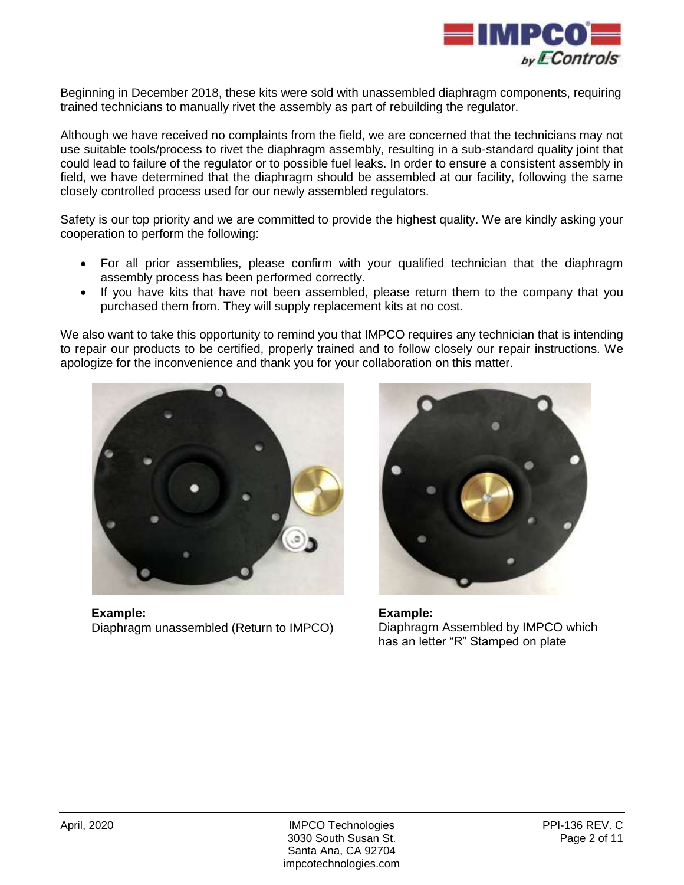Beginning in December 2018, these kits were sold with unassembled diaphragm components, requiring trained technicians to manually rivet the assembly as part of rebuilding the regulator.

Although we have received no complaints from the field, we are concerned that the technicians may not use suitable tools/process to rivet the diaphragm assembly, resulting in a sub-standard quality joint that could lead to failure of the regulator or to possible fuel leaks. In order to ensure a consistent assembly in field, we have determined that the diaphragm should be assembled at our facility, following the same closely controlled process used for our newly assembled regulators.

Safety is our top priority and we are committed to provide the highest quality. We are kindly asking your cooperation to perform the following:

- For all prior assemblies, please confirm with your qualified technician that the diaphragm assembly process has been performed correctly.
- If you have kits that have not been assembled, please return them to the company that you purchased them from. They will supply replacement kits at no cost.

We also want to take this opportunity to remind you that IMPCO requires any technician that is intending to repair our products to be certified, properly trained and to follow closely our repair instructions. We apologize for the inconvenience and thank you for your collaboration on this matter.

**Example:**
Diaphragm unassembled (Return to IMPCO)

**Example:**
Diaphragm Assembled by IMPCO which has an letter "R" Stamped on plate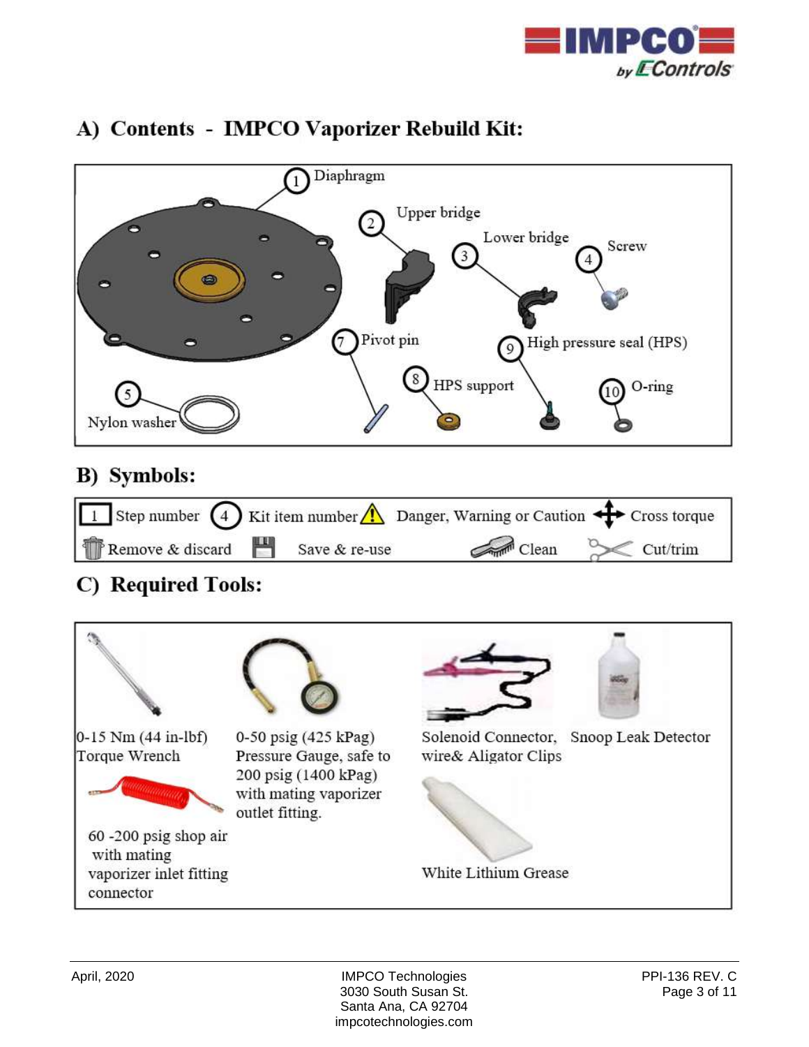## A) Contents - IMPCO Vaporizer Rebuild Kit:

1. Diaphragm
2. Upper bridge
3. Lower bridge
4. Screw
5. Nylon washer
7. Pivot pin
8. HPS support
9. High pressure seal (HPS)
10. O-ring

## B) Symbols:

| | | | |
|---|---|---|---|
| 1 Step number | (4) Kit item number | Danger, Warning or Caution | Cross torque |
| Remove & discard | Save & re-use | Clean | Cut/trim |

## C) Required Tools:

- 0-15 Nm (44 in-lbf) Torque Wrench
- 0-50 psig (425 kPag) Pressure Gauge, safe to 200 psig (1400 kPag) with mating vaporizer outlet fitting.
- Solenoid Connector, wire& Aligator Clips
- Snoop Leak Detector
- 60 -200 psig shop air with mating vaporizer inlet fitting connector
- White Lithium Grease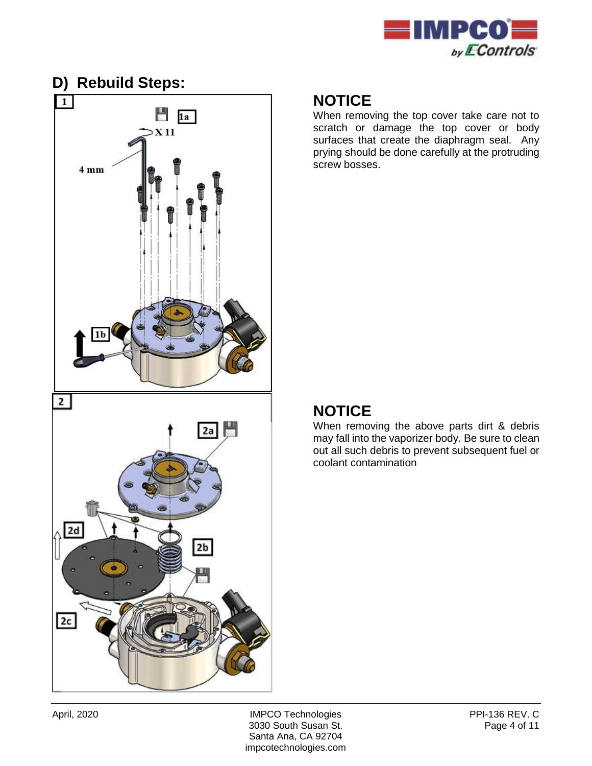## D) Rebuild Steps:

### NOTICE

When removing the top cover take care not to scratch or damage the top cover or body surfaces that create the diaphragm seal. Any prying should be done carefully at the protruding screw bosses.

### NOTICE

When removing the above parts dirt & debris may fall into the vaporizer body. Be sure to clean out all such debris to prevent subsequent fuel or coolant contamination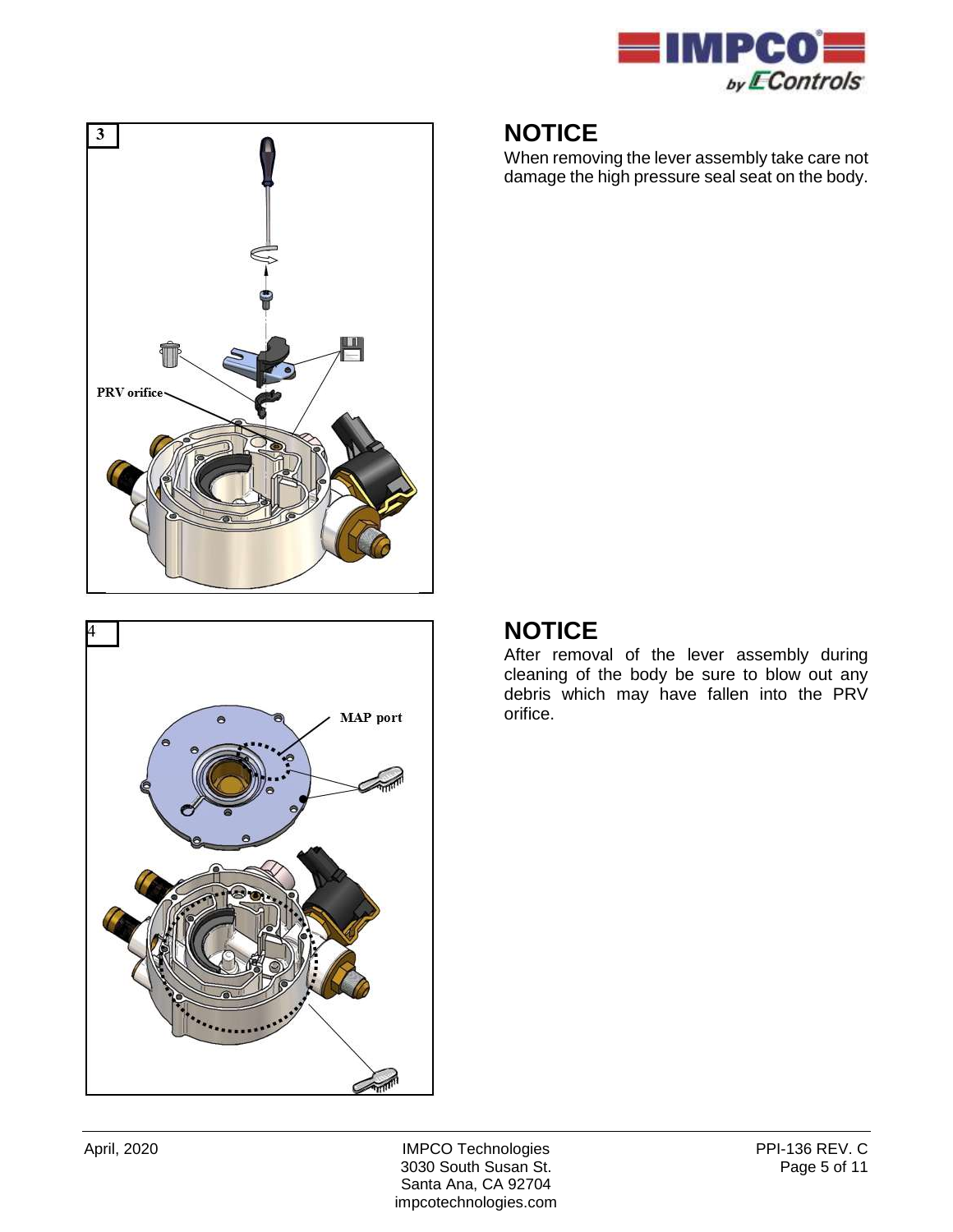3

PRV orifice

## NOTICE

When removing the lever assembly take care not damage the high pressure seal seat on the body.

4

MAP port

## NOTICE

After removal of the lever assembly during cleaning of the body be sure to blow out any debris which may have fallen into the PRV orifice.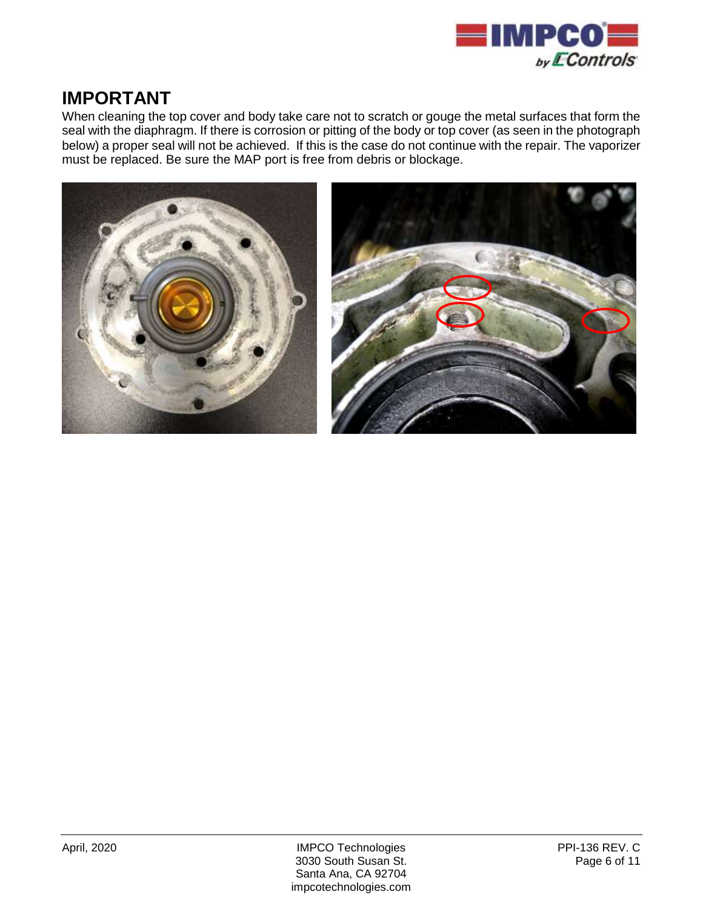## IMPORTANT

When cleaning the top cover and body take care not to scratch or gouge the metal surfaces that form the seal with the diaphragm. If there is corrosion or pitting of the body or top cover (as seen in the photograph below) a proper seal will not be achieved. If this is the case do not continue with the repair. The vaporizer must be replaced. Be sure the MAP port is free from debris or blockage.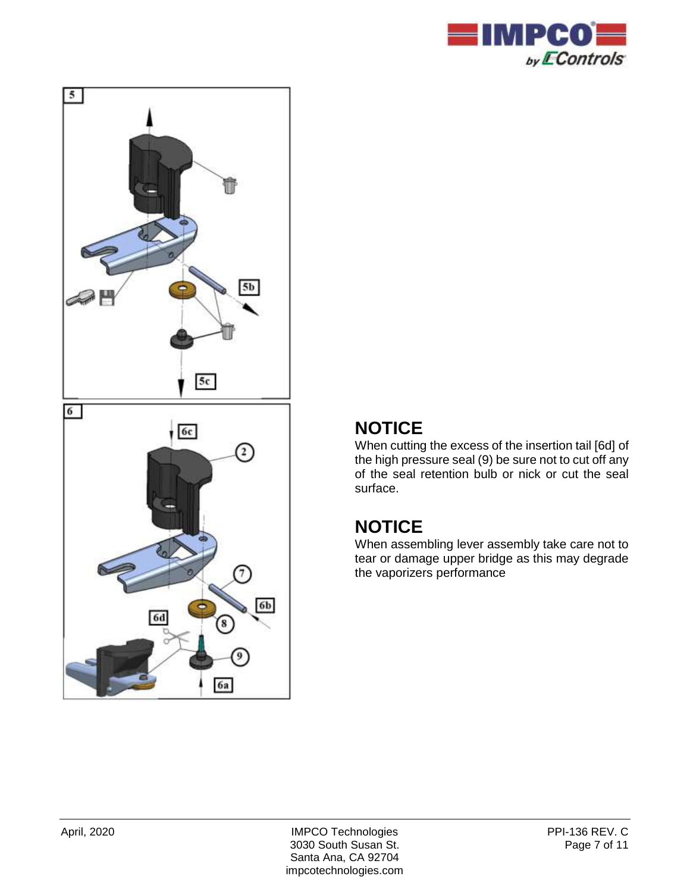## NOTICE

When cutting the excess of the insertion tail [6d] of the high pressure seal (9) be sure not to cut off any of the seal retention bulb or nick or cut the seal surface.

## NOTICE

When assembling lever assembly take care not to tear or damage upper bridge as this may degrade the vaporizers performance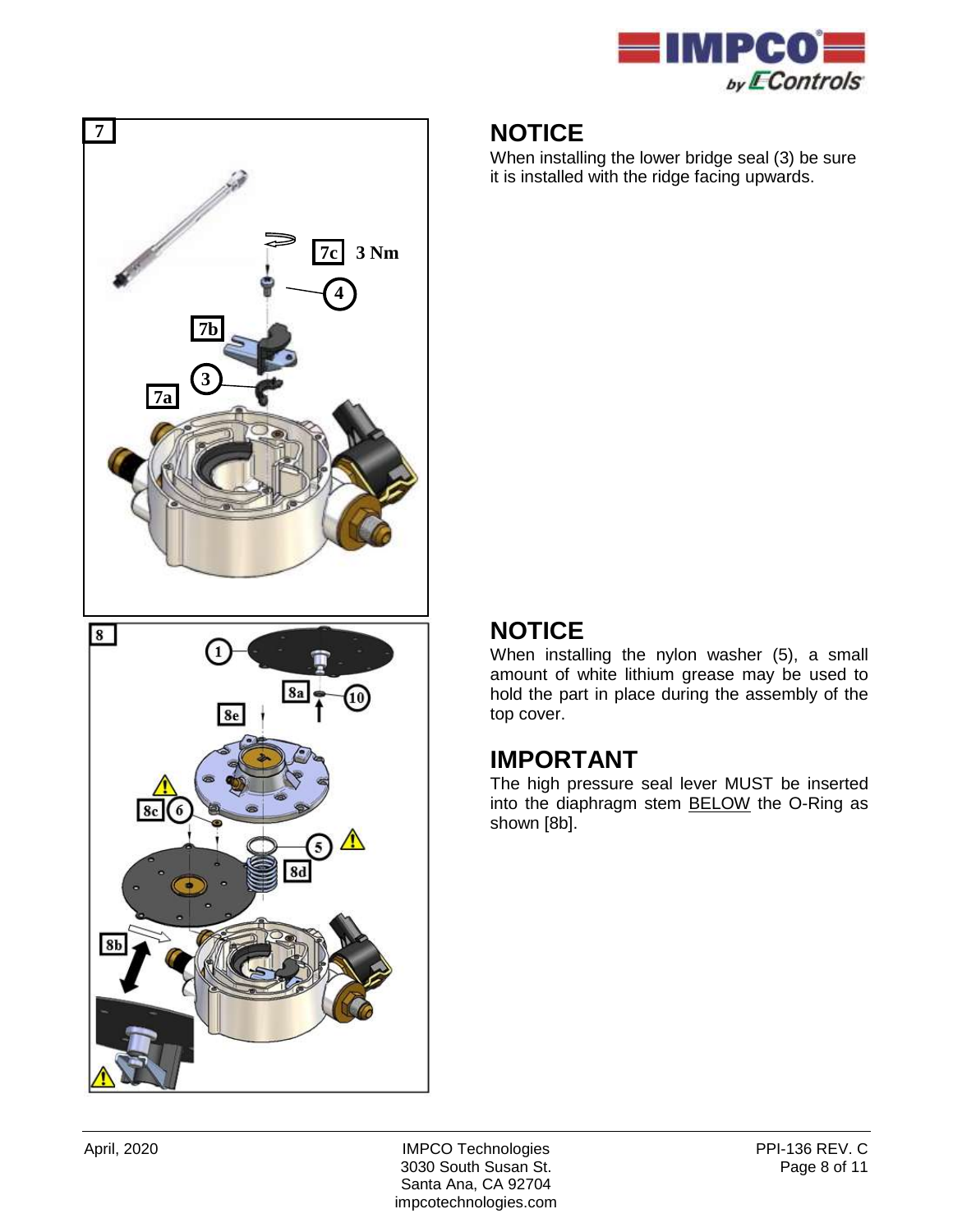## NOTICE

When installing the lower bridge seal (3) be sure it is installed with the ridge facing upwards.

## NOTICE

When installing the nylon washer (5), a small amount of white lithium grease may be used to hold the part in place during the assembly of the top cover.

## IMPORTANT

The high pressure seal lever MUST be inserted into the diaphragm stem BELOW the O-Ring as shown [8b].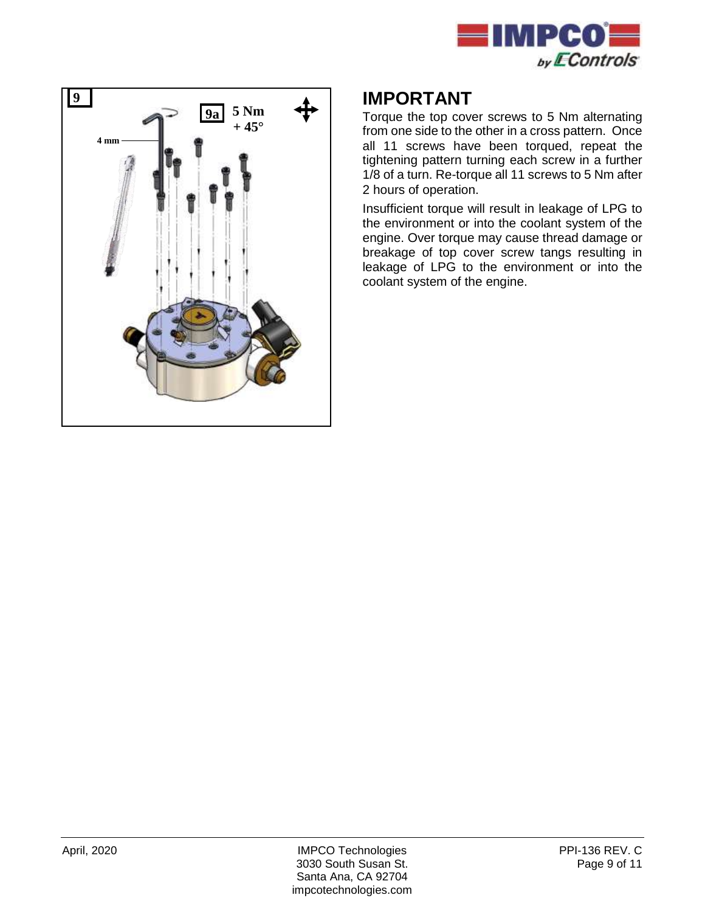## IMPORTANT

Torque the top cover screws to 5 Nm alternating from one side to the other in a cross pattern. Once all 11 screws have been torqued, repeat the tightening pattern turning each screw in a further 1/8 of a turn. Re-torque all 11 screws to 5 Nm after 2 hours of operation.

Insufficient torque will result in leakage of LPG to the environment or into the coolant system of the engine. Over torque may cause thread damage or breakage of top cover screw tangs resulting in leakage of LPG to the environment or into the coolant system of the engine.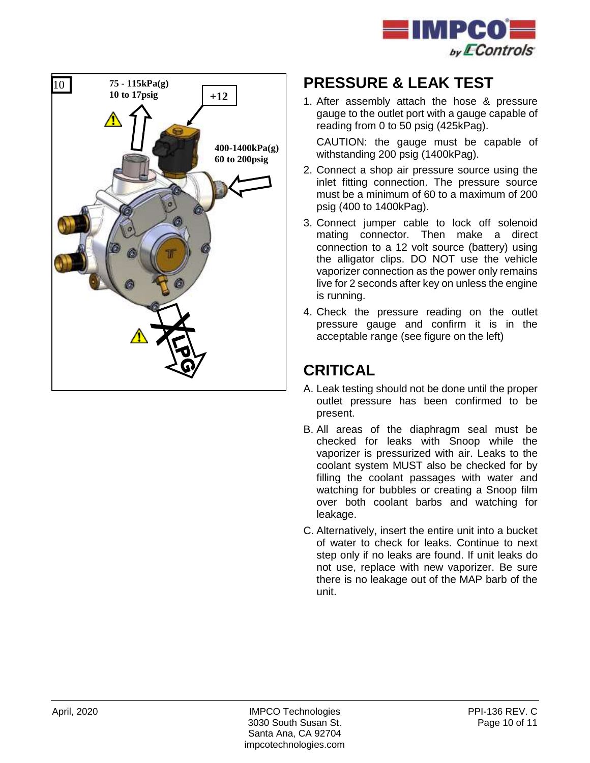10

75 - 115kPa(g)
10 to 17psig

+12

400-1400kPa(g)
60 to 200psig

LPG

## PRESSURE & LEAK TEST

1. After assembly attach the hose & pressure gauge to the outlet port with a gauge capable of reading from 0 to 50 psig (425kPag).

   CAUTION: the gauge must be capable of withstanding 200 psig (1400kPag).

2. Connect a shop air pressure source using the inlet fitting connection. The pressure source must be a minimum of 60 to a maximum of 200 psig (400 to 1400kPag).
3. Connect jumper cable to lock off solenoid mating connector. Then make a direct connection to a 12 volt source (battery) using the alligator clips. DO NOT use the vehicle vaporizer connection as the power only remains live for 2 seconds after key on unless the engine is running.
4. Check the pressure reading on the outlet pressure gauge and confirm it is in the acceptable range (see figure on the left)

## CRITICAL

A. Leak testing should not be done until the proper outlet pressure has been confirmed to be present.

B. All areas of the diaphragm seal must be checked for leaks with Snoop while the vaporizer is pressurized with air. Leaks to the coolant system MUST also be checked for by filling the coolant passages with water and watching for bubbles or creating a Snoop film over both coolant barbs and watching for leakage.

C. Alternatively, insert the entire unit into a bucket of water to check for leaks. Continue to next step only if no leaks are found. If unit leaks do not use, replace with new vaporizer. Be sure there is no leakage out of the MAP barb of the unit.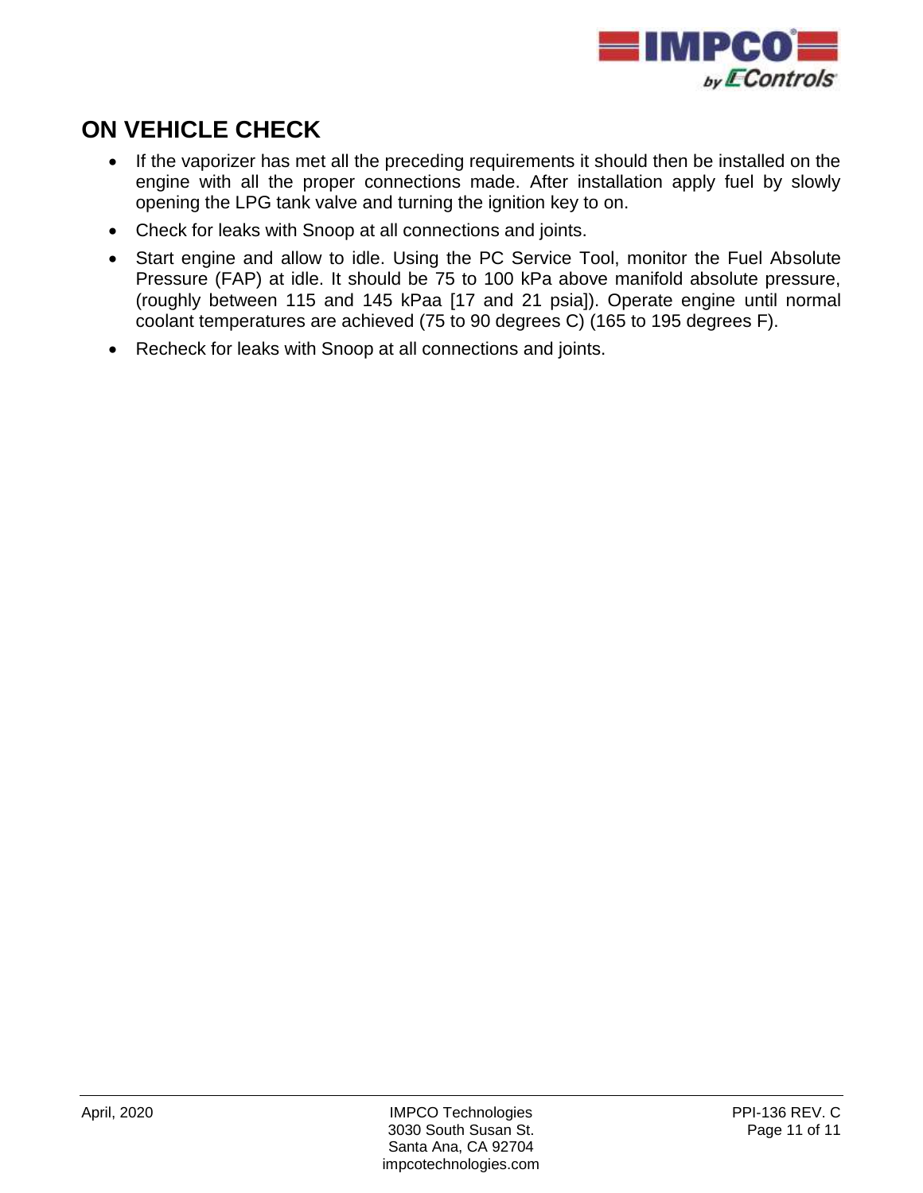## ON VEHICLE CHECK

- If the vaporizer has met all the preceding requirements it should then be installed on the engine with all the proper connections made. After installation apply fuel by slowly opening the LPG tank valve and turning the ignition key to on.
- Check for leaks with Snoop at all connections and joints.
- Start engine and allow to idle. Using the PC Service Tool, monitor the Fuel Absolute Pressure (FAP) at idle. It should be 75 to 100 kPa above manifold absolute pressure, (roughly between 115 and 145 kPaa [17 and 21 psia]). Operate engine until normal coolant temperatures are achieved (75 to 90 degrees C) (165 to 195 degrees F).
- Recheck for leaks with Snoop at all connections and joints.